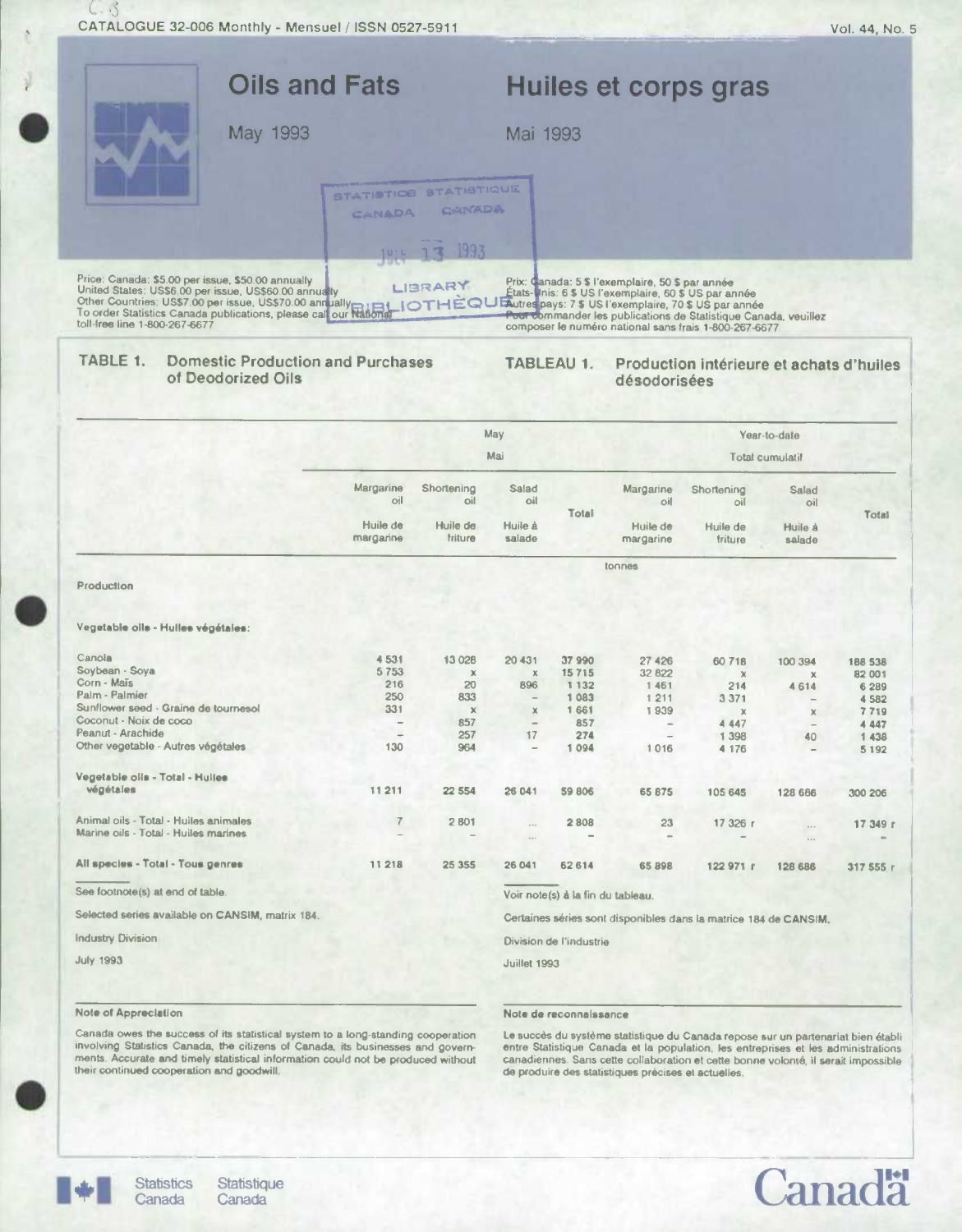CATALOGUE 32-006 Monthly - Mensuel / ISSN 0527-5911

Vol. 44, No. 5

# Oils and Fats

May 1993

# Huiles et corps gras

Mai 1993

STATISTICS CANADA STATISTIQUE CANADA

JULY 13 1993

LIBRARY BIBLIOTHÈQUE

Price: Canada: $5.00 per issue, $50.00 annually
United States: US$6.00 per issue, US$60.00 annually
Other Countries: US$7.00 per issue, US$70.00 annually
To order Statistics Canada publications, please call our National toll-free line 1-800-267-6677

Prix: Canada: 5 $ l'exemplaire, 50 $ par année
États-Unis: 6 $ US l'exemplaire, 60 $ US par année
Autres pays: 7 $ US l'exemplaire, 70 $ US par année
Pour commander les publications de Statistique Canada, veuillez composer le numéro national sans frais 1-800-267-6677

## TABLE 1. Domestic Production and Purchases of Deodorized Oils

## TABLEAU 1. Production intérieure et achats d'huiles désodorisées

| | May / Mai | | | | Year-to-date / Total cumulatif | | | |
|---|---|---|---|---|---|---|---|---|
| | Margarine oil / Huile de margarine | Shortening oil / Huile de friture | Salad oil / Huile à salade | Total | Margarine oil / Huile de margarine | Shortening oil / Huile de friture | Salad oil / Huile à salade | Total |
| | tonnes | | | | | | | |
| **Production** | | | | | | | | |
| **Vegetable oils - Huiles végétales:** | | | | | | | | |
| Canola | 4 531 | 13 028 | 20 431 | 37 990 | 27 426 | 60 718 | 100 394 | 188 538 |
| Soybean - Soya | 5 753 | x | x | 15 715 | 32 822 | x | x | 82 001 |
| Corn - Maïs | 216 | 20 | 896 | 1 132 | 1 461 | 214 | 4 614 | 6 289 |
| Palm - Palmier | 250 | 833 | – | 1 083 | 1 211 | 3 371 | – | 4 582 |
| Sunflower seed - Graine de tournesol | 331 | x | x | 1 661 | 1 939 | x | x | 7 719 |
| Coconut - Noix de coco | – | 857 | – | 857 | – | 4 447 | – | 4 447 |
| Peanut - Arachide | – | 257 | 17 | 274 | – | 1 398 | 40 | 1 438 |
| Other vegetable - Autres végétales | 130 | 964 | – | 1 094 | 1 016 | 4 176 | – | 5 192 |
| **Vegetable oils - Total - Huiles végétales** | 11 211 | 22 554 | 26 041 | 59 806 | 65 875 | 105 645 | 128 686 | 300 206 |
| Animal oils - Total - Huiles animales | 7 | 2 801 | ... | 2 808 | 23 | 17 326 r | ... | 17 349 r |
| Marine oils - Total - Huiles marines | – | – | ... | – | – | – | ... | – |
| **All species - Total - Tous genres** | 11 218 | 25 355 | 26 041 | 62 614 | 65 898 | 122 971 r | 128 686 | 317 555 r |

See footnote(s) at end of table.

Selected series available on CANSIM, matrix 184.

Industry Division

July 1993

Voir note(s) à la fin du tableau.

Certaines séries sont disponibles dans la matrice 184 de CANSIM.

Division de l'industrie

Juillet 1993

### Note of Appreciation

Canada owes the success of its statistical system to a long-standing cooperation involving Statistics Canada, the citizens of Canada, its businesses and governments. Accurate and timely statistical information could not be produced without their continued cooperation and goodwill.

### Note de reconnaissance

Le succès du système statistique du Canada repose sur un partenariat bien établi entre Statistique Canada et la population, les entreprises et les administrations canadiennes. Sans cette collaboration et cette bonne volonté, il serait impossible de produire des statistiques précises et actuelles.

Statistics Canada Statistique Canada

Canada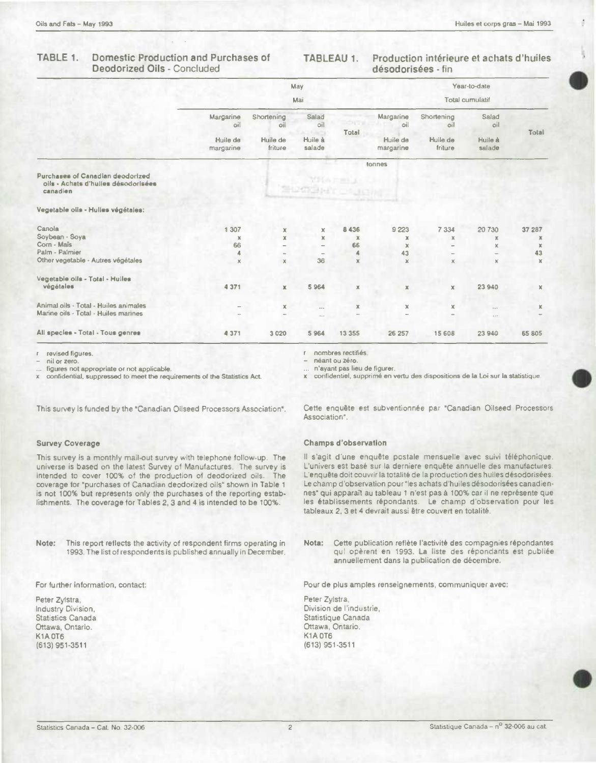## TABLE 1. Domestic Production and Purchases of Deodorized Oils - Concluded

## TABLEAU 1. Production intérieure et achats d'huiles désodorisées - fin

| | May / Mai | | | | Year-to-date / Total cumulatif | | | |
|---|---|---|---|---|---|---|---|---|
| | Margarine oil / Huile de margarine | Shortening oil / Huile de friture | Salad oil / Huile à salade | Total | Margarine oil / Huile de margarine | Shortening oil / Huile de friture | Salad oil / Huile à salade | Total |
| | tonnes | | | | | | | |
| **Purchases of Canadian deodorized oils - Achats d'huiles désodorisées canadien** | | | | | | | | |
| **Vegetable oils - Huiles végétales:** | | | | | | | | |
| Canola | 1 307 | x | x | 8 436 | 9 223 | 7 334 | 20 730 | 37 287 |
| Soybean - Soya | x | x | x | x | x | x | x | x |
| Corn - Maïs | 66 | – | – | 66 | x | – | x | x |
| Palm - Palmier | 4 | – | – | 4 | 43 | – | – | 43 |
| Other vegetable - Autres végétales | x | x | 36 | x | x | x | x | x |
| **Vegetable oils - Total - Huiles végétales** | 4 371 | x | 5 964 | x | x | x | 23 940 | x |
| Animal oils - Total - Huiles animales | – | x | ... | x | x | x | ... | x |
| Marine oils - Total - Huiles marines | – | – | ... | – | – | – | ... | – |
| **All species - Total - Tous genres** | 4 371 | 3 020 | 5 964 | 13 355 | 26 257 | 15 608 | 23 940 | 65 805 |

r revised figures.
– nil or zero.
... figures not appropriate or not applicable.
x confidential, suppressed to meet the requirements of the Statistics Act.

r nombres rectifiés.
– néant ou zéro.
... n'ayant pas lieu de figurer.
x confidentiel, supprimé en vertu des dispositions de la Loi sur la statistique.

This survey is funded by the "Canadian Oilseed Processors Association".

Cette enquête est subventionnée par "Canadian Oilseed Processors Association".

### Survey Coverage

This survey is a monthly mail-out survey with telephone follow-up. The universe is based on the latest Survey of Manufactures. The survey is intended to cover 100% of the production of deodorized oils. The coverage for "purchases of Canadian deodorized oils" shown in Table 1 is not 100% but represents only the purchases of the reporting establishments. The coverage for Tables 2, 3 and 4 is intended to be 100%.

### Champs d'observation

Il s'agit d'une enquête postale mensuelle avec suivi téléphonique. L'univers est basé sur la derniere enquête annuelle des manufactures. L'enquête doit couvrir la totalité de la production des huiles désodorisées. Le champ d'observation pour "les achats d'huiles désodorisées canadiennes" qui apparaît au tableau 1 n'est pas à 100% car il ne représente que les établissements répondants. Le champ d'observation pour les tableaux 2, 3 et 4 devrait aussi être couvert en totalité.

**Note:** This report reflects the activity of respondent firms operating in 1993. The list of respondents is published annually in December.

**Nota:** Cette publication reflète l'activité des compagnies répondantes qui opèrent en 1993. La liste des répondants est publiée annuellement dans la publication de décembre.

For further information, contact:

Peter Zylstra,
Industry Division,
Statistics Canada
Ottawa, Ontario.
K1A 0T6
(613) 951-3511

Pour de plus amples renseignements, communiquer avec:

Peter Zylstra,
Division de l'industrie,
Statistique Canada
Ottawa, Ontario.
K1A 0T6
(613) 951-3511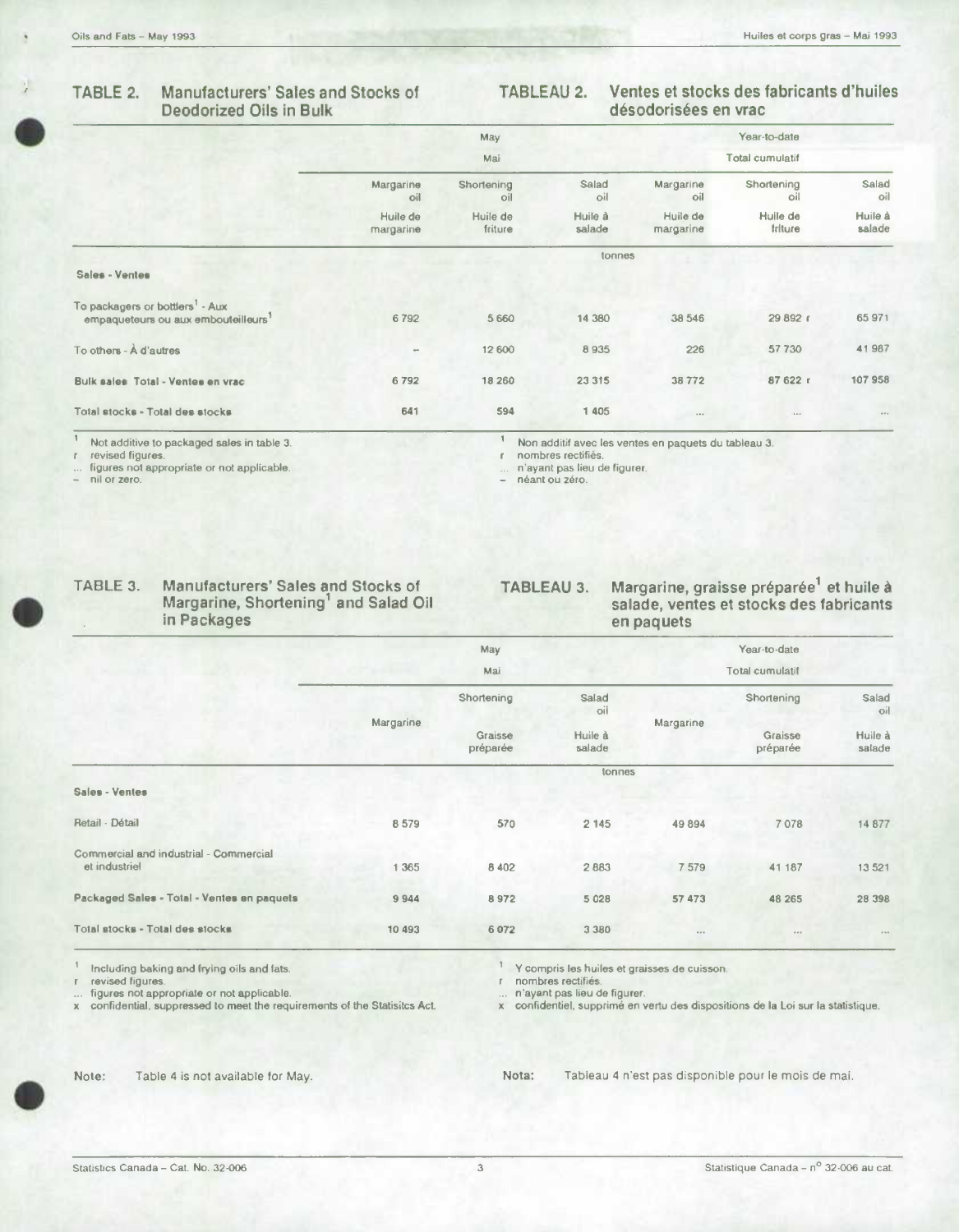## TABLE 2. Manufacturers' Sales and Stocks of Deodorized Oils in Bulk

## TABLEAU 2. Ventes et stocks des fabricants d'huiles désodorisées en vrac

| | May / Mai | | | Year-to-date / Total cumulatif | | |
|---|---|---|---|---|---|---|
| | Margarine oil / Huile de margarine | Shortening oil / Huile de friture | Salad oil / Huile à salade | Margarine oil / Huile de margarine | Shortening oil / Huile de friture | Salad oil / Huile à salade |
| | tonnes | | | | | |
| **Sales - Ventes** | | | | | | |
| To packagers or bottlers[1] - Aux empaqueteurs ou aux embouteilleurs[1] | 6 792 | 5 660 | 14 380 | 38 546 | 29 892 r | 65 971 |
| To others - À d'autres | – | 12 600 | 8 935 | 226 | 57 730 | 41 987 |
| **Bulk sales Total - Ventes en vrac** | 6 792 | 18 260 | 23 315 | 38 772 | 87 622 r | 107 958 |
| **Total stocks - Total des stocks** | 641 | 594 | 1 405 | ... | ... | ... |

[1] Not additive to packaged sales in table 3.
r revised figures.
... figures not appropriate or not applicable.
– nil or zero.

[1] Non additif avec les ventes en paquets du tableau 3.
r nombres rectifiés.
... n'ayant pas lieu de figurer.
– néant ou zéro.

## TABLE 3. Manufacturers' Sales and Stocks of Margarine, Shortening[1] and Salad Oil in Packages

## TABLEAU 3. Margarine, graisse préparée[1] et huile à salade, ventes et stocks des fabricants en paquets

| | May / Mai | | | Year-to-date / Total cumulatif | | |
|---|---|---|---|---|---|---|
| | Margarine | Shortening / Graisse préparée | Salad oil / Huile à salade | Margarine | Shortening / Graisse préparée | Salad oil / Huile à salade |
| | tonnes | | | | | |
| **Sales - Ventes** | | | | | | |
| Retail - Détail | 8 579 | 570 | 2 145 | 49 894 | 7 078 | 14 877 |
| Commercial and industrial - Commercial et industriel | 1 365 | 8 402 | 2 883 | 7 579 | 41 187 | 13 521 |
| **Packaged Sales - Total - Ventes en paquets** | 9 944 | 8 972 | 5 028 | 57 473 | 48 265 | 28 398 |
| **Total stocks - Total des stocks** | 10 493 | 6 072 | 3 380 | ... | ... | ... |

[1] Including baking and frying oils and fats.
r revised figures.
... figures not appropriate or not applicable.
x confidential, suppressed to meet the requirements of the Statisitcs Act.

[1] Y compris les huiles et graisses de cuisson.
r nombres rectifiés.
... n'ayant pas lieu de figurer.
x confidentiel, supprimé en vertu des dispositions de la Loi sur la statistique.

**Note:** Table 4 is not available for May.

**Nota:** Tableau 4 n'est pas disponible pour le mois de mai.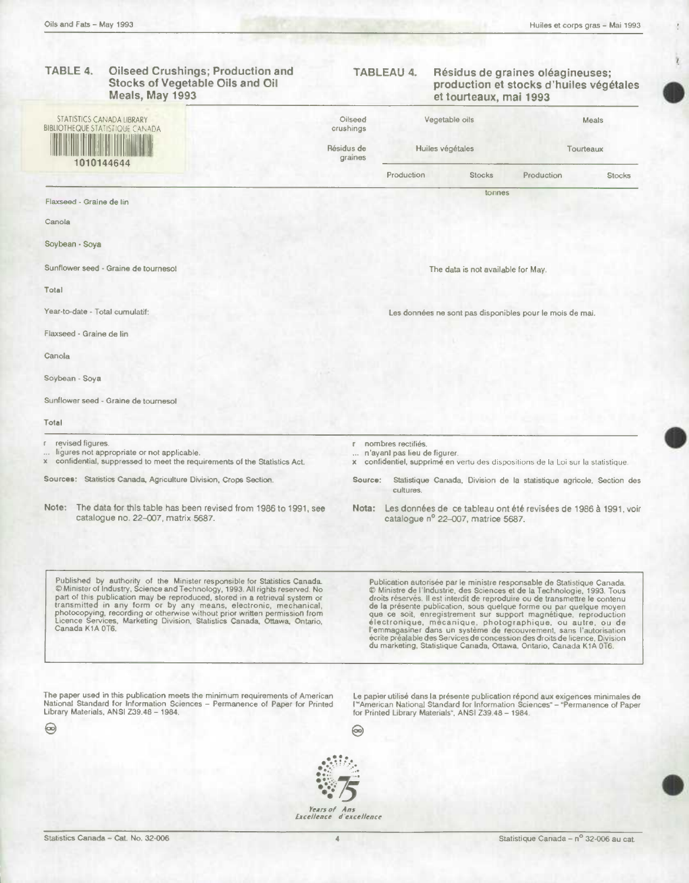## TABLE 4. Oilseed Crushings; Production and Stocks of Vegetable Oils and Oil Meals, May 1993

## TABLEAU 4. Résidus de graines oléagineuses; production et stocks d'huiles végétales et tourteaux, mai 1993

STATISTICS CANADA LIBRARY
BIBLIOTHEQUE STATISTIQUE CANADA
1010144644

| | Oilseed crushings / Résidus de graines | Vegetable oils / Huiles végétales | | Meals / Tourteaux | |
|---|---|---|---|---|---|
| | | Production | Stocks | Production | Stocks |
| | tonnes | | | | |
| Flaxseed - Graine de lin | | | | | |
| Canola | | | | | |
| Soybean - Soya | | | | | |
| Sunflower seed - Graine de tournesol | | | | | |
| Total | | | | | |
| Year-to-date - Total cumulatif: | | | | | |
| Flaxseed - Graine de lin | | | | | |
| Canola | | | | | |
| Soybean - Soya | | | | | |
| Sunflower seed - Graine de tournesol | | | | | |
| Total | | | | | |

The data is not available for May.

Les données ne sont pas disponibles pour le mois de mai.

r revised figures.
... figures not appropriate or not applicable.
x confidential, suppressed to meet the requirements of the Statistics Act.

r nombres rectifiés.
... n'ayant pas lieu de figurer.
x confidentiel, supprimé en vertu des dispositions de la Loi sur la statistique.

**Sources:** Statistics Canada, Agriculture Division, Crops Section.

**Source:** Statistique Canada, Division de la statistique agricole, Section des cultures.

**Note:** The data for this table has been revised from 1986 to 1991, see catalogue no. 22-007, matrix 5687.

**Nota:** Les données de ce tableau ont été revisées de 1986 à 1991, voir catalogue n° 22-007, matrice 5687.

Published by authority of the Minister responsible for Statistics Canada. © Minister of Industry, Science and Technology, 1993. All rights reserved. No part of this publication may be reproduced, stored in a retrieval system or transmitted in any form or by any means, electronic, mechanical, photocopying, recording or otherwise without prior written permission from Licence Services, Marketing Division, Statistics Canada, Ottawa, Ontario, Canada K1A 0T6.

Publication autorisée par le ministre responsable de Statistique Canada. © Ministre de l'Industrie, des Sciences et de la Technologie, 1993. Tous droits réservés. Il est interdit de reproduire ou de transmettre le contenu de la présente publication, sous quelque forme ou par quelque moyen que ce soit, enregistrement sur support magnétique, reproduction électronique, mécanique, photographique, ou autre, ou de l'emmagasiner dans un système de recouvrement, sans l'autorisation écrite préalable des Services de concession des droits de licence, Division du marketing, Statistique Canada, Ottawa, Ontario, Canada K1A 0T6.

The paper used in this publication meets the minimum requirements of American National Standard for Information Sciences – Permanence of Paper for Printed Library Materials, ANSI Z39.48 – 1984.

Le papier utilisé dans la présente publication répond aux exigences minimales de l'"American National Standard for Information Sciences" – "Permanence of Paper for Printed Library Materials", ANSI Z39.48 – 1984.

Years of Excellence / Ans d'excellence